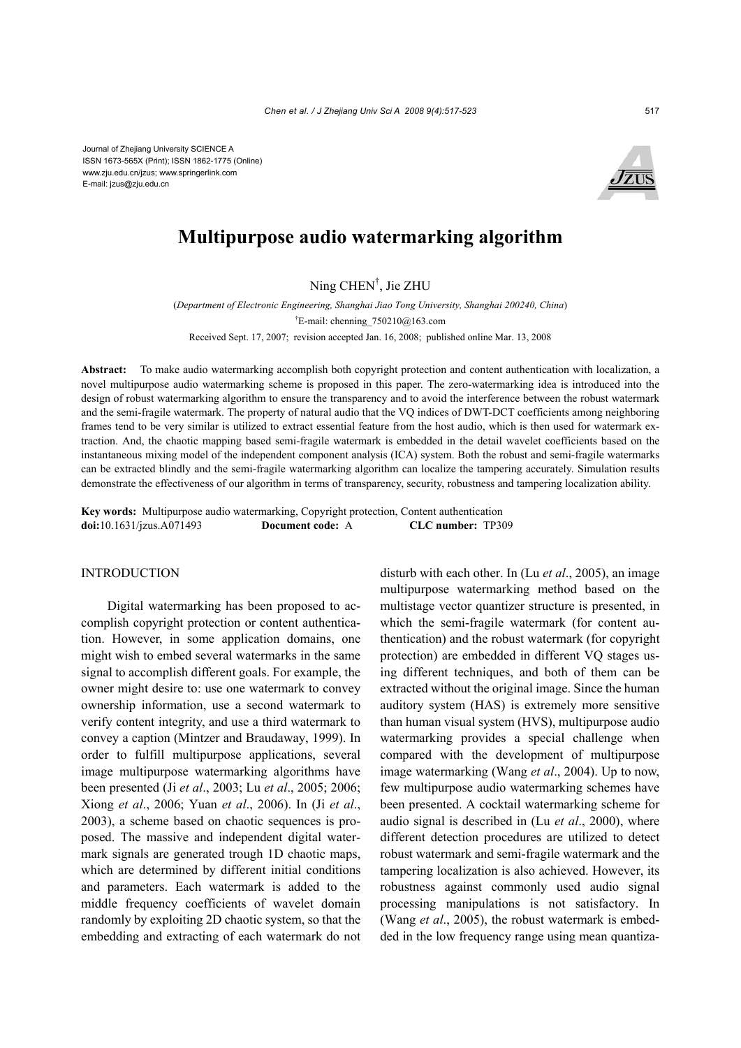Journal of Zhejiang University SCIENCE A
ISSN 1673-565X (Print); ISSN 1862-1775 (Online)
www.zju.edu.cn/jzus; www.springerlink.com
E-mail: jzus@zju.edu.cn

# Multipurpose audio watermarking algorithm

Ning CHEN[†], Jie ZHU

(*Department of Electronic Engineering, Shanghai Jiao Tong University, Shanghai 200240, China*)

[†]E-mail: chenning_750210@163.com

Received Sept. 17, 2007; revision accepted Jan. 16, 2008; published online Mar. 13, 2008

**Abstract:** To make audio watermarking accomplish both copyright protection and content authentication with localization, a novel multipurpose audio watermarking scheme is proposed in this paper. The zero-watermarking idea is introduced into the design of robust watermarking algorithm to ensure the transparency and to avoid the interference between the robust watermark and the semi-fragile watermark. The property of natural audio that the VQ indices of DWT-DCT coefficients among neighboring frames tend to be very similar is utilized to extract essential feature from the host audio, which is then used for watermark extraction. And, the chaotic mapping based semi-fragile watermark is embedded in the detail wavelet coefficients based on the instantaneous mixing model of the independent component analysis (ICA) system. Both the robust and semi-fragile watermarks can be extracted blindly and the semi-fragile watermarking algorithm can localize the tampering accurately. Simulation results demonstrate the effectiveness of our algorithm in terms of transparency, security, robustness and tampering localization ability.

**Key words:** Multipurpose audio watermarking, Copyright protection, Content authentication
**doi:**10.1631/jzus.A071493 **Document code:** A **CLC number:** TP309

## INTRODUCTION

Digital watermarking has been proposed to accomplish copyright protection or content authentication. However, in some application domains, one might wish to embed several watermarks in the same signal to accomplish different goals. For example, the owner might desire to: use one watermark to convey ownership information, use a second watermark to verify content integrity, and use a third watermark to convey a caption (Mintzer and Braudaway, 1999). In order to fulfill multipurpose applications, several image multipurpose watermarking algorithms have been presented (Ji *et al*., 2003; Lu *et al*., 2005; 2006; Xiong *et al*., 2006; Yuan *et al*., 2006). In (Ji *et al*., 2003), a scheme based on chaotic sequences is proposed. The massive and independent digital watermark signals are generated trough 1D chaotic maps, which are determined by different initial conditions and parameters. Each watermark is added to the middle frequency coefficients of wavelet domain randomly by exploiting 2D chaotic system, so that the embedding and extracting of each watermark do not disturb with each other. In (Lu *et al*., 2005), an image multipurpose watermarking method based on the multistage vector quantizer structure is presented, in which the semi-fragile watermark (for content authentication) and the robust watermark (for copyright protection) are embedded in different VQ stages using different techniques, and both of them can be extracted without the original image. Since the human auditory system (HAS) is extremely more sensitive than human visual system (HVS), multipurpose audio watermarking provides a special challenge when compared with the development of multipurpose image watermarking (Wang *et al*., 2004). Up to now, few multipurpose audio watermarking schemes have been presented. A cocktail watermarking scheme for audio signal is described in (Lu *et al*., 2000), where different detection procedures are utilized to detect robust watermark and semi-fragile watermark and the tampering localization is also achieved. However, its robustness against commonly used audio signal processing manipulations is not satisfactory. In (Wang *et al*., 2005), the robust watermark is embedded in the low frequency range using mean quantiza-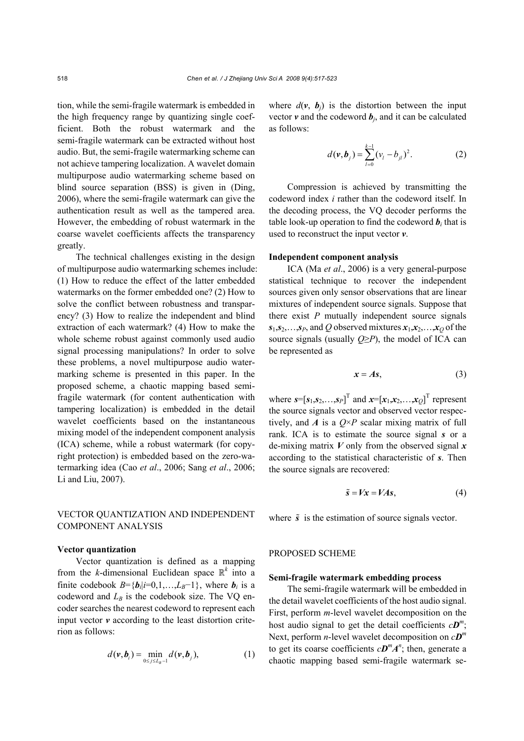tion, while the semi-fragile watermark is embedded in the high frequency range by quantizing single coefficient. Both the robust watermark and the semi-fragile watermark can be extracted without host audio. But, the semi-fragile watermarking scheme can not achieve tampering localization. A wavelet domain multipurpose audio watermarking scheme based on blind source separation (BSS) is given in (Ding, 2006), where the semi-fragile watermark can give the authentication result as well as the tampered area. However, the embedding of robust watermark in the coarse wavelet coefficients affects the transparency greatly.

The technical challenges existing in the design of multipurpose audio watermarking schemes include: (1) How to reduce the effect of the latter embedded watermarks on the former embedded one? (2) How to solve the conflict between robustness and transparency? (3) How to realize the independent and blind extraction of each watermark? (4) How to make the whole scheme robust against commonly used audio signal processing manipulations? In order to solve these problems, a novel multipurpose audio watermarking scheme is presented in this paper. In the proposed scheme, a chaotic mapping based semi-fragile watermark (for content authentication with tampering localization) is embedded in the detail wavelet coefficients based on the instantaneous mixing model of the independent component analysis (ICA) scheme, while a robust watermark (for copyright protection) is embedded based on the zero-watermarking idea (Cao *et al*., 2006; Sang *et al*., 2006; Li and Liu, 2007).

## VECTOR QUANTIZATION AND INDEPENDENT COMPONENT ANALYSIS

### Vector quantization

Vector quantization is defined as a mapping from the $k$-dimensional Euclidean space $\mathbb{R}^k$ into a finite codebook $B=\{\boldsymbol{b}_i|i=0,1,\ldots,L_B-1\}$, where $\boldsymbol{b}_i$ is a codeword and $L_B$ is the codebook size. The VQ encoder searches the nearest codeword to represent each input vector $\boldsymbol{v}$ according to the least distortion criterion as follows:

$$d(\boldsymbol{v},\boldsymbol{b}_i)=\min_{0\le j\le L_B-1} d(\boldsymbol{v},\boldsymbol{b}_j), \tag{1}$$

where $d(\boldsymbol{v}, \boldsymbol{b}_j)$ is the distortion between the input vector $\boldsymbol{v}$ and the codeword $\boldsymbol{b}_j$, and it can be calculated as follows:

$$d(\boldsymbol{v},\boldsymbol{b}_j)=\sum_{l=0}^{k-1}(v_l-b_{jl})^2. \tag{2}$$

Compression is achieved by transmitting the codeword index $i$ rather than the codeword itself. In the decoding process, the VQ decoder performs the table look-up operation to find the codeword $\boldsymbol{b}_i$ that is used to reconstruct the input vector $\boldsymbol{v}$.

### Independent component analysis

ICA (Ma *et al*., 2006) is a very general-purpose statistical technique to recover the independent sources given only sensor observations that are linear mixtures of independent source signals. Suppose that there exist $P$ mutually independent source signals $\boldsymbol{s}_1,\boldsymbol{s}_2,\ldots,\boldsymbol{s}_P$, and $Q$ observed mixtures $\boldsymbol{x}_1,\boldsymbol{x}_2,\ldots,\boldsymbol{x}_Q$ of the source signals (usually $Q\ge P$), the model of ICA can be represented as

$$\boldsymbol{x}=\boldsymbol{A}\boldsymbol{s}, \tag{3}$$

where $\boldsymbol{s}=[\boldsymbol{s}_1,\boldsymbol{s}_2,\ldots,\boldsymbol{s}_P]^{\mathrm{T}}$ and $\boldsymbol{x}=[\boldsymbol{x}_1,\boldsymbol{x}_2,\ldots,\boldsymbol{x}_Q]^{\mathrm{T}}$ represent the source signals vector and observed vector respectively, and $\boldsymbol{A}$ is a $Q\times P$ scalar mixing matrix of full rank. ICA is to estimate the source signal $\boldsymbol{s}$ or a de-mixing matrix $\boldsymbol{V}$ only from the observed signal $\boldsymbol{x}$ according to the statistical characteristic of $\boldsymbol{s}$. Then the source signals are recovered:

$$\tilde{\boldsymbol{s}}=\boldsymbol{V}\boldsymbol{x}=\boldsymbol{V}\boldsymbol{A}\boldsymbol{s}, \tag{4}$$

where $\tilde{\boldsymbol{s}}$ is the estimation of source signals vector.

## PROPOSED SCHEME

### Semi-fragile watermark embedding process

The semi-fragile watermark will be embedded in the detail wavelet coefficients of the host audio signal. First, perform $m$-level wavelet decomposition on the host audio signal to get the detail coefficients $c\boldsymbol{D}^m$; Next, perform $n$-level wavelet decomposition on $c\boldsymbol{D}^m$ to get its coarse coefficients $c\boldsymbol{D}^m\boldsymbol{A}^n$; then, generate a chaotic mapping based semi-fragile watermark se-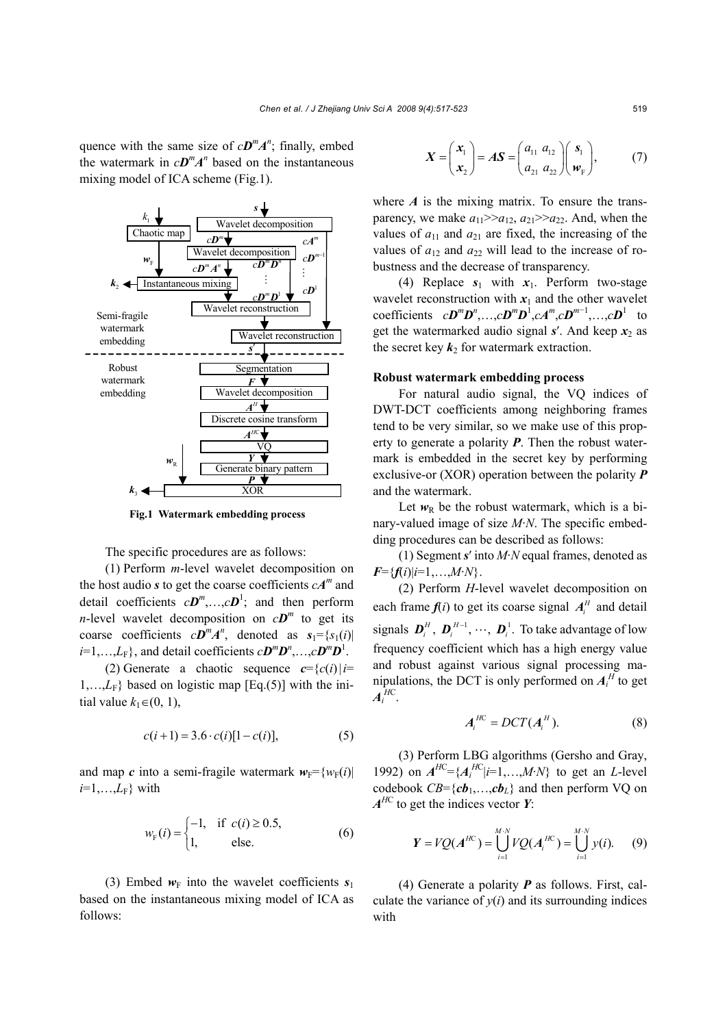quence with the same size of $c\boldsymbol{D}^m\boldsymbol{A}^n$; finally, embed the watermark in $c\boldsymbol{D}^m\boldsymbol{A}^n$ based on the instantaneous mixing model of ICA scheme (Fig.1).

**Fig.1 Watermark embedding process**

The specific procedures are as follows:

(1) Perform $m$-level wavelet decomposition on the host audio $\boldsymbol{s}$ to get the coarse coefficients $c\boldsymbol{A}^m$ and detail coefficients $c\boldsymbol{D}^m,\ldots,c\boldsymbol{D}^1$; and then perform $n$-level wavelet decomposition on $c\boldsymbol{D}^m$ to get its coarse coefficients $c\boldsymbol{D}^m\boldsymbol{A}^n$, denoted as $\boldsymbol{s}_1=\{s_1(i)|\, i=1,\ldots,L_\mathrm{F}\}$, and detail coefficients $c\boldsymbol{D}^m\boldsymbol{D}^n,\ldots,c\boldsymbol{D}^m\boldsymbol{D}^1$.

(2) Generate a chaotic sequence $\boldsymbol{c}=\{c(i)\,|\,i=1,\ldots,L_\mathrm{F}\}$ based on logistic map [Eq.(5)] with the initial value $k_1\in(0, 1)$,

$$c(i+1)=3.6\cdot c(i)[1-c(i)], \tag{5}$$

and map $\boldsymbol{c}$ into a semi-fragile watermark $\boldsymbol{w}_\mathrm{F}=\{w_\mathrm{F}(i)|\, i=1,\ldots,L_\mathrm{F}\}$ with

$$w_\mathrm{F}(i)=\begin{cases}-1, & \text{if } c(i)\geq 0.5,\\ 1, & \text{else.}\end{cases} \tag{6}$$

(3) Embed $\boldsymbol{w}_\mathrm{F}$ into the wavelet coefficients $\boldsymbol{s}_1$ based on the instantaneous mixing model of ICA as follows:

$$\boldsymbol{X}=\begin{pmatrix}\boldsymbol{x}_1\\ \boldsymbol{x}_2\end{pmatrix}=\boldsymbol{AS}=\begin{pmatrix}a_{11} & a_{12}\\ a_{21} & a_{22}\end{pmatrix}\begin{pmatrix}\boldsymbol{s}_1\\ \boldsymbol{w}_\mathrm{F}\end{pmatrix}, \tag{7}$$

where $\boldsymbol{A}$ is the mixing matrix. To ensure the transparency, we make $a_{11}>>a_{12}$, $a_{21}>>a_{22}$. And, when the values of $a_{11}$ and $a_{21}$ are fixed, the increasing of the values of $a_{12}$ and $a_{22}$ will lead to the increase of robustness and the decrease of transparency.

(4) Replace $\boldsymbol{s}_1$ with $\boldsymbol{x}_1$. Perform two-stage wavelet reconstruction with $\boldsymbol{x}_1$ and the other wavelet coefficients $c\boldsymbol{D}^m\boldsymbol{D}^n,\ldots,c\boldsymbol{D}^m\boldsymbol{D}^1,c\boldsymbol{A}^m,c\boldsymbol{D}^{m-1},\ldots,c\boldsymbol{D}^1$ to get the watermarked audio signal $\boldsymbol{s}'$. And keep $\boldsymbol{x}_2$ as the secret key $\boldsymbol{k}_2$ for watermark extraction.

**Robust watermark embedding process**

For natural audio signal, the VQ indices of DWT-DCT coefficients among neighboring frames tend to be very similar, so we make use of this property to generate a polarity $\boldsymbol{P}$. Then the robust watermark is embedded in the secret key by performing exclusive-or (XOR) operation between the polarity $\boldsymbol{P}$ and the watermark.

Let $\boldsymbol{w}_\mathrm{R}$ be the robust watermark, which is a binary-valued image of size $M{\cdot}N$. The specific embedding procedures can be described as follows:

(1) Segment $\boldsymbol{s}'$ into $M{\cdot}N$ equal frames, denoted as $\boldsymbol{F}=\{\boldsymbol{f}(i)|i=1,\ldots,M{\cdot}N\}$.

(2) Perform $H$-level wavelet decomposition on each frame $\boldsymbol{f}(i)$ to get its coarse signal $\boldsymbol{A}_i^H$ and detail signals $\boldsymbol{D}_i^H,\ \boldsymbol{D}_i^{H-1},\ \cdots,\ \boldsymbol{D}_i^1$. To take advantage of low frequency coefficient which has a high energy value and robust against various signal processing manipulations, the DCT is only performed on $\boldsymbol{A}_i^H$ to get $\boldsymbol{A}_i^{HC}$.

$$\boldsymbol{A}_i^{HC}=DCT(\boldsymbol{A}_i^H). \tag{8}$$

(3) Perform LBG algorithms (Gersho and Gray, 1992) on $\boldsymbol{A}^{HC}=\{\boldsymbol{A}_i^{HC}|i=1,\ldots,M{\cdot}N\}$ to get an $L$-level codebook $CB=\{\boldsymbol{cb}_1,\ldots,\boldsymbol{cb}_L\}$ and then perform VQ on $\boldsymbol{A}^{HC}$ to get the indices vector $\boldsymbol{Y}$:

$$\boldsymbol{Y}=VQ(\boldsymbol{A}^{HC})=\bigcup_{i=1}^{M\cdot N}VQ(\boldsymbol{A}_i^{HC})=\bigcup_{i=1}^{M\cdot N}y(i). \tag{9}$$

(4) Generate a polarity $\boldsymbol{P}$ as follows. First, calculate the variance of $y(i)$ and its surrounding indices with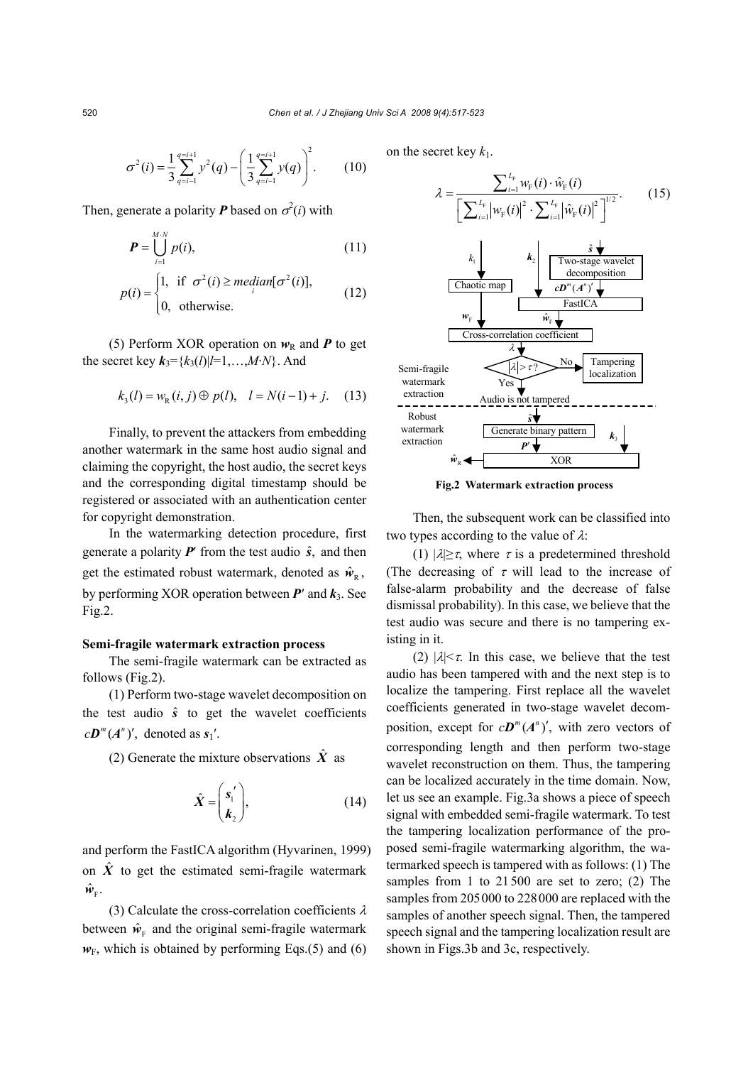$$\sigma^2(i) = \frac{1}{3}\sum_{q=i-1}^{q=i+1} y^2(q) - \left(\frac{1}{3}\sum_{q=i-1}^{q=i+1} y(q)\right)^2. \tag{10}$$

Then, generate a polarity $\boldsymbol{P}$ based on $\sigma^2(i)$ with

$$\boldsymbol{P} = \bigcup_{i=1}^{M\cdot N} p(i), \tag{11}$$

$$p(i) = \begin{cases} 1, & \text{if } \sigma^2(i) \ge \underset{i}{median}[\sigma^2(i)], \\ 0, & \text{otherwise.} \end{cases} \tag{12}$$

(5) Perform XOR operation on $\boldsymbol{w}_\text{R}$ and $\boldsymbol{P}$ to get the secret key $\boldsymbol{k}_3=\{k_3(l)|l=1,\ldots,M\cdot N\}$. And

$$k_3(l) = w_\text{R}(i,j) \oplus p(l), \quad l = N(i-1)+j. \tag{13}$$

Finally, to prevent the attackers from embedding another watermark in the same host audio signal and claiming the copyright, the host audio, the secret keys and the corresponding digital timestamp should be registered or associated with an authentication center for copyright demonstration.

In the watermarking detection procedure, first generate a polarity $\boldsymbol{P}'$ from the test audio $\hat{\boldsymbol{s}}$, and then get the estimated robust watermark, denoted as $\hat{\boldsymbol{w}}_\text{R}$, by performing XOR operation between $\boldsymbol{P}'$ and $\boldsymbol{k}_3$. See Fig.2.

**Semi-fragile watermark extraction process**

The semi-fragile watermark can be extracted as follows (Fig.2).

(1) Perform two-stage wavelet decomposition on the test audio $\hat{\boldsymbol{s}}$ to get the wavelet coefficients $c\boldsymbol{D}^m(\boldsymbol{A}^n)'$, denoted as $\boldsymbol{s}_1'$.

(2) Generate the mixture observations $\hat{\boldsymbol{X}}$ as

$$\hat{\boldsymbol{X}} = \begin{pmatrix} \boldsymbol{s}_1' \\ \boldsymbol{k}_2 \end{pmatrix}, \tag{14}$$

and perform the FastICA algorithm (Hyvarinen, 1999) on $\hat{\boldsymbol{X}}$ to get the estimated semi-fragile watermark $\hat{\boldsymbol{w}}_\text{F}$.

(3) Calculate the cross-correlation coefficients $\lambda$ between $\hat{\boldsymbol{w}}_\text{F}$ and the original semi-fragile watermark $\boldsymbol{w}_\text{F}$, which is obtained by performing Eqs.(5) and (6) on the secret key $k_1$.

$$\lambda = \frac{\sum_{i=1}^{L_\text{F}} w_\text{F}(i)\cdot \hat{w}_\text{F}(i)}{\left[\sum_{i=1}^{L_\text{F}} |w_\text{F}(i)|^2 \cdot \sum_{i=1}^{L_\text{F}} |\hat{w}_\text{F}(i)|^2\right]^{1/2}}. \tag{15}$$

**Fig.2 Watermark extraction process**

Then, the subsequent work can be classified into two types according to the value of $\lambda$:

(1) $|\lambda|\ge\tau$, where $\tau$ is a predetermined threshold (The decreasing of $\tau$ will lead to the increase of false-alarm probability and the decrease of false dismissal probability). In this case, we believe that the test audio was secure and there is no tampering existing in it.

(2) $|\lambda|<\tau$. In this case, we believe that the test audio has been tampered with and the next step is to localize the tampering. First replace all the wavelet coefficients generated in two-stage wavelet decomposition, except for $c\boldsymbol{D}^m(\boldsymbol{A}^n)'$, with zero vectors of corresponding length and then perform two-stage wavelet reconstruction on them. Thus, the tampering can be localized accurately in the time domain. Now, let us see an example. Fig.3a shows a piece of speech signal with embedded semi-fragile watermark. To test the tampering localization performance of the proposed semi-fragile watermarking algorithm, the watermarked speech is tampered with as follows: (1) The samples from 1 to 21500 are set to zero; (2) The samples from 205000 to 228000 are replaced with the samples of another speech signal. Then, the tampered speech signal and the tampering localization result are shown in Figs.3b and 3c, respectively.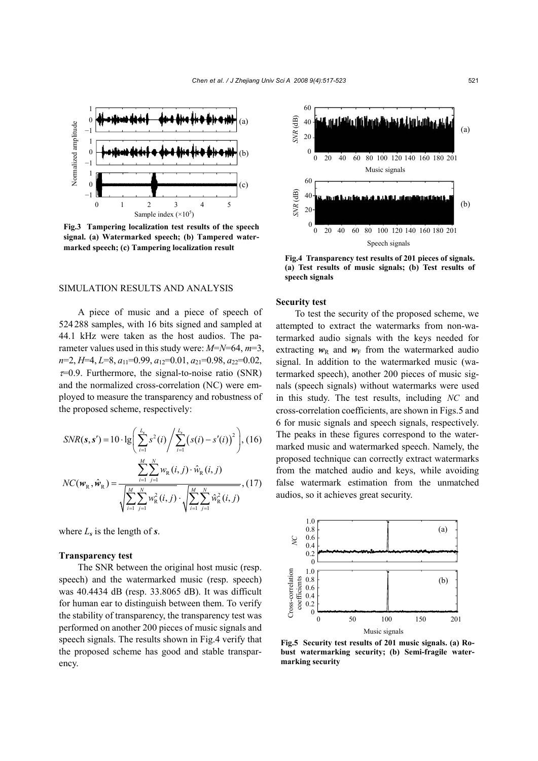Fig.3 Tampering localization test results of the speech signal. (a) Watermarked speech; (b) Tampered watermarked speech; (c) Tampering localization result

Fig.4 Transparency test results of 201 pieces of signals. (a) Test results of music signals; (b) Test results of speech signals

## SIMULATION RESULTS AND ANALYSIS

A piece of music and a piece of speech of 524 288 samples, with 16 bits signed and sampled at 44.1 kHz were taken as the host audios. The parameter values used in this study were: $M$=$N$=64, $m$=3, $n$=2, $H$=4, $L$=8, $a_{11}$=0.99, $a_{12}$=0.01, $a_{21}$=0.98, $a_{22}$=0.02, $\tau$=0.9. Furthermore, the signal-to-noise ratio (SNR) and the normalized cross-correlation (NC) were employed to measure the transparency and robustness of the proposed scheme, respectively:

$$SNR(\boldsymbol{s}, \boldsymbol{s}') = 10 \cdot \lg\left( \sum_{i=1}^{L_s} s^2(i) \Bigg/ \sum_{i=1}^{L_s} \left(s(i) - s'(i)\right)^2 \right), \tag{16}$$

$$NC(\boldsymbol{w}_\mathrm{R}, \hat{\boldsymbol{w}}_\mathrm{R}) = \frac{\sum_{i=1}^{M}\sum_{j=1}^{N} w_\mathrm{R}(i,j) \cdot \hat{w}_\mathrm{R}(i,j)}{\sqrt{\sum_{i=1}^{M}\sum_{j=1}^{N} w_\mathrm{R}^2(i,j)} \cdot \sqrt{\sum_{i=1}^{M}\sum_{j=1}^{N} \hat{w}_\mathrm{R}^2(i,j)}}, \tag{17}$$

where $L_s$ is the length of $\boldsymbol{s}$.

### Transparency test

The SNR between the original host music (resp. speech) and the watermarked music (resp. speech) was 40.4434 dB (resp. 33.8065 dB). It was difficult for human ear to distinguish between them. To verify the stability of transparency, the transparency test was performed on another 200 pieces of music signals and speech signals. The results shown in Fig.4 verify that the proposed scheme has good and stable transparency.

### Security test

To test the security of the proposed scheme, we attempted to extract the watermarks from non-watermarked audio signals with the keys needed for extracting $\boldsymbol{w}_\mathrm{R}$ and $\boldsymbol{w}_\mathrm{F}$ from the watermarked audio signal. In addition to the watermarked music (watermarked speech), another 200 pieces of music signals (speech signals) without watermarks were used in this study. The test results, including $NC$ and cross-correlation coefficients, are shown in Figs.5 and 6 for music signals and speech signals, respectively. The peaks in these figures correspond to the watermarked music and watermarked speech. Namely, the proposed technique can correctly extract watermarks from the matched audio and keys, while avoiding false watermark estimation from the unmatched audios, so it achieves great security.

Fig.5 Security test results of 201 music signals. (a) Robust watermarking security; (b) Semi-fragile watermarking security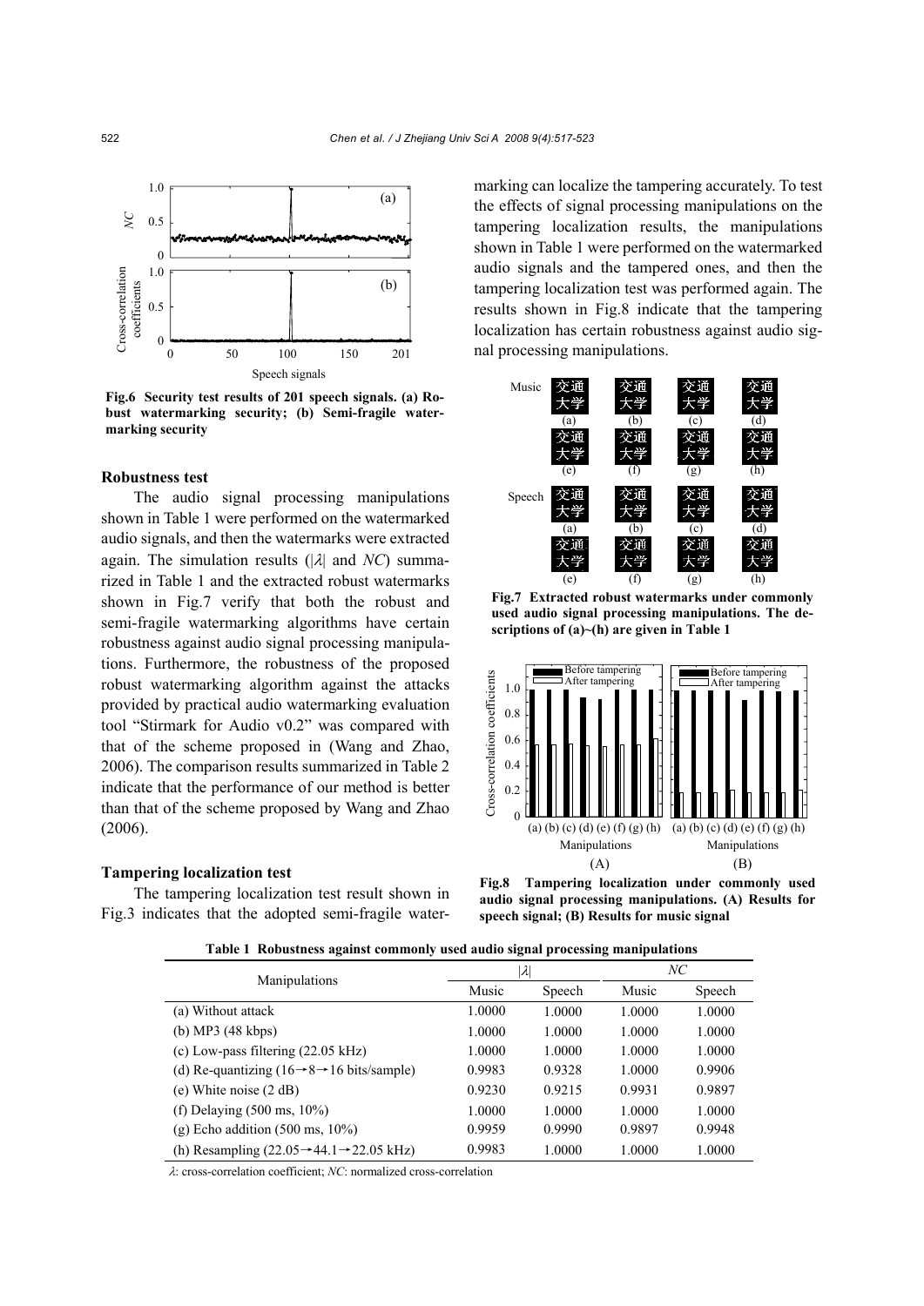Fig.6 **Security test results of 201 speech signals. (a) Robust watermarking security; (b) Semi-fragile watermarking security**

### Robustness test

The audio signal processing manipulations shown in Table 1 were performed on the watermarked audio signals, and then the watermarks were extracted again. The simulation results ($|\lambda|$ and *NC*) summarized in Table 1 and the extracted robust watermarks shown in Fig.7 verify that both the robust and semi-fragile watermarking algorithms have certain robustness against audio signal processing manipulations. Furthermore, the robustness of the proposed robust watermarking algorithm against the attacks provided by practical audio watermarking evaluation tool "Stirmark for Audio v0.2" was compared with that of the scheme proposed in (Wang and Zhao, 2006). The comparison results summarized in Table 2 indicate that the performance of our method is better than that of the scheme proposed by Wang and Zhao (2006).

### Tampering localization test

The tampering localization test result shown in Fig.3 indicates that the adopted semi-fragile watermarking can localize the tampering accurately. To test the effects of signal processing manipulations on the tampering localization results, the manipulations shown in Table 1 were performed on the watermarked audio signals and the tampered ones, and then the tampering localization test was performed again. The results shown in Fig.8 indicate that the tampering localization has certain robustness against audio signal processing manipulations.

**Fig.7 Extracted robust watermarks under commonly used audio signal processing manipulations. The descriptions of (a)~(h) are given in Table 1**

**Fig.8 Tampering localization under commonly used audio signal processing manipulations. (A) Results for speech signal; (B) Results for music signal**

**Table 1 Robustness against commonly used audio signal processing manipulations**

| Manipulations | $\|\lambda\|$ | | *NC* | |
|---|---|---|---|---|
| | Music | Speech | Music | Speech |
| (a) Without attack | 1.0000 | 1.0000 | 1.0000 | 1.0000 |
| (b) MP3 (48 kbps) | 1.0000 | 1.0000 | 1.0000 | 1.0000 |
| (c) Low-pass filtering (22.05 kHz) | 1.0000 | 1.0000 | 1.0000 | 1.0000 |
| (d) Re-quantizing (16→8→16 bits/sample) | 0.9983 | 0.9328 | 1.0000 | 0.9906 |
| (e) White noise (2 dB) | 0.9230 | 0.9215 | 0.9931 | 0.9897 |
| (f) Delaying (500 ms, 10%) | 1.0000 | 1.0000 | 1.0000 | 1.0000 |
| (g) Echo addition (500 ms, 10%) | 0.9959 | 0.9990 | 0.9897 | 0.9948 |
| (h) Resampling (22.05→44.1→22.05 kHz) | 0.9983 | 1.0000 | 1.0000 | 1.0000 |

$\lambda$: cross-correlation coefficient; *NC*: normalized cross-correlation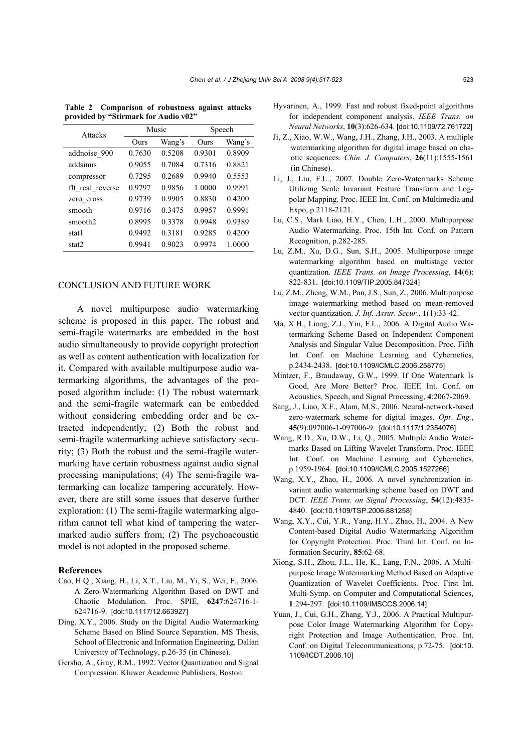**Table 2 Comparison of robustness against attacks provided by "Stirmark for Audio v02"**

| Attacks | Music | | Speech | |
|---|---|---|---|---|
| | Ours | Wang's | Ours | Wang's |
| addnoise_900 | 0.7630 | 0.5208 | 0.9301 | 0.8909 |
| addsinus | 0.9055 | 0.7084 | 0.7316 | 0.8821 |
| compressor | 0.7295 | 0.2689 | 0.9940 | 0.5553 |
| fft_real_reverse | 0.9797 | 0.9856 | 1.0000 | 0.9991 |
| zero_cross | 0.9739 | 0.9905 | 0.8830 | 0.4200 |
| smooth | 0.9716 | 0.3475 | 0.9957 | 0.9991 |
| smooth2 | 0.8995 | 0.3378 | 0.9948 | 0.9389 |
| stat1 | 0.9492 | 0.3181 | 0.9285 | 0.4200 |
| stat2 | 0.9941 | 0.9023 | 0.9974 | 1.0000 |

## CONCLUSION AND FUTURE WORK

A novel multipurpose audio watermarking scheme is proposed in this paper. The robust and semi-fragile watermarks are embedded in the host audio simultaneously to provide copyright protection as well as content authentication with localization for it. Compared with available multipurpose audio watermarking algorithms, the advantages of the proposed algorithm include: (1) The robust watermark and the semi-fragile watermark can be embedded without considering embedding order and be extracted independently; (2) Both the robust and semi-fragile watermarking achieve satisfactory security; (3) Both the robust and the semi-fragile watermarking have certain robustness against audio signal processing manipulations; (4) The semi-fragile watermarking can localize tampering accurately. However, there are still some issues that deserve further exploration: (1) The semi-fragile watermarking algorithm cannot tell what kind of tampering the watermarked audio suffers from; (2) The psychoacoustic model is not adopted in the proposed scheme.

## References

Cao, H.Q., Xiang, H., Li, X.T., Liu, M., Yi, S., Wei, F., 2006. A Zero-Watermarking Algorithm Based on DWT and Chaotic Modulation. Proc. SPIE, **6247**:624716-1-624716-9. [doi:10.1117/12.663927]

Ding, X.Y., 2006. Study on the Digital Audio Watermarking Scheme Based on Blind Source Separation. MS Thesis, School of Electronic and Information Engineering, Dalian University of Technology, p.26-35 (in Chinese).

Gersho, A., Gray, R.M., 1992. Vector Quantization and Signal Compression. Kluwer Academic Publishers, Boston.

Hyvarinen, A., 1999. Fast and robust fixed-point algorithms for independent component analysis. *IEEE Trans. on Neural Networks*, **10**(3):626-634. [doi:10.1109/72.761722]

Ji, Z., Xiao, W.W., Wang, J.H., Zhang, J.H., 2003. A multiple watermarking algorithm for digital image based on chaotic sequences. *Chin. J. Computers*, **26**(11):1555-1561 (in Chinese).

Li, J., Liu, F.L., 2007. Double Zero-Watermarks Scheme Utilizing Scale Invariant Feature Transform and Log-polar Mapping. Proc. IEEE Int. Conf. on Multimedia and Expo, p.2118-2121.

Lu, C.S., Mark Liao, H.Y., Chen, L.H., 2000. Multipurpose Audio Watermarking. Proc. 15th Int. Conf. on Pattern Recognition, p.282-285.

Lu, Z.M., Xu, D.G., Sun, S.H., 2005. Multipurpose image watermarking algorithm based on multistage vector quantization. *IEEE Trans. on Image Processing*, **14**(6): 822-831. [doi:10.1109/TIP.2005.847324]

Lu, Z.M., Zheng, W.M., Pan, J.S., Sun, Z., 2006. Multipurpose image watermarking method based on mean-removed vector quantization. *J. Inf. Assur. Secur.*, **1**(1):33-42.

Ma, X.H., Liang, Z.J., Yin, F.L., 2006. A Digital Audio Watermarking Scheme Based on Independent Component Analysis and Singular Value Decomposition. Proc. Fifth Int. Conf. on Machine Learning and Cybernetics, p.2434-2438. [doi:10.1109/ICMLC.2006.258775]

Mintzer, F., Braudaway, G.W., 1999. If One Watermark Is Good, Are More Better? Proc. IEEE Int. Conf. on Acoustics, Speech, and Signal Processing, **4**:2067-2069.

Sang, J., Liao, X.F., Alam, M.S., 2006. Neural-network-based zero-watermark scheme for digital images. *Opt. Eng.*, **45**(9):097006-1-097006-9. [doi:10.1117/1.2354076]

Wang, R.D., Xu, D.W., Li, Q., 2005. Multiple Audio Watermarks Based on Lifting Wavelet Transform. Proc. IEEE Int. Conf. on Machine Learning and Cybernetics, p.1959-1964. [doi:10.1109/ICMLC.2005.1527266]

Wang, X.Y., Zhao, H., 2006. A novel synchronization invariant audio watermarking scheme based on DWT and DCT. *IEEE Trans. on Signal Processing*, **54**(12):4835-4840. [doi:10.1109/TSP.2006.881258]

Wang, X.Y., Cui, Y.R., Yang, H.Y., Zhao, H., 2004. A New Content-based Digital Audio Watermarking Algorithm for Copyright Protection. Proc. Third Int. Conf. on Information Security, **85**:62-68.

Xiong, S.H., Zhou, J.L., He, K., Lang, F.N., 2006. A Multipurpose Image Watermarking Method Based on Adaptive Quantization of Wavelet Coefficients. Proc. First Int. Multi-Symp. on Computer and Computational Sciences, **1**:294-297. [doi:10.1109/IMSCCS.2006.14]

Yuan, J., Cui, G.H., Zhang, Y.J., 2006. A Practical Multipurpose Color Image Watermarking Algorithm for Copyright Protection and Image Authentication. Proc. Int. Conf. on Digital Telecommunications, p.72-75. [doi:10.1109/ICDT.2006.10]